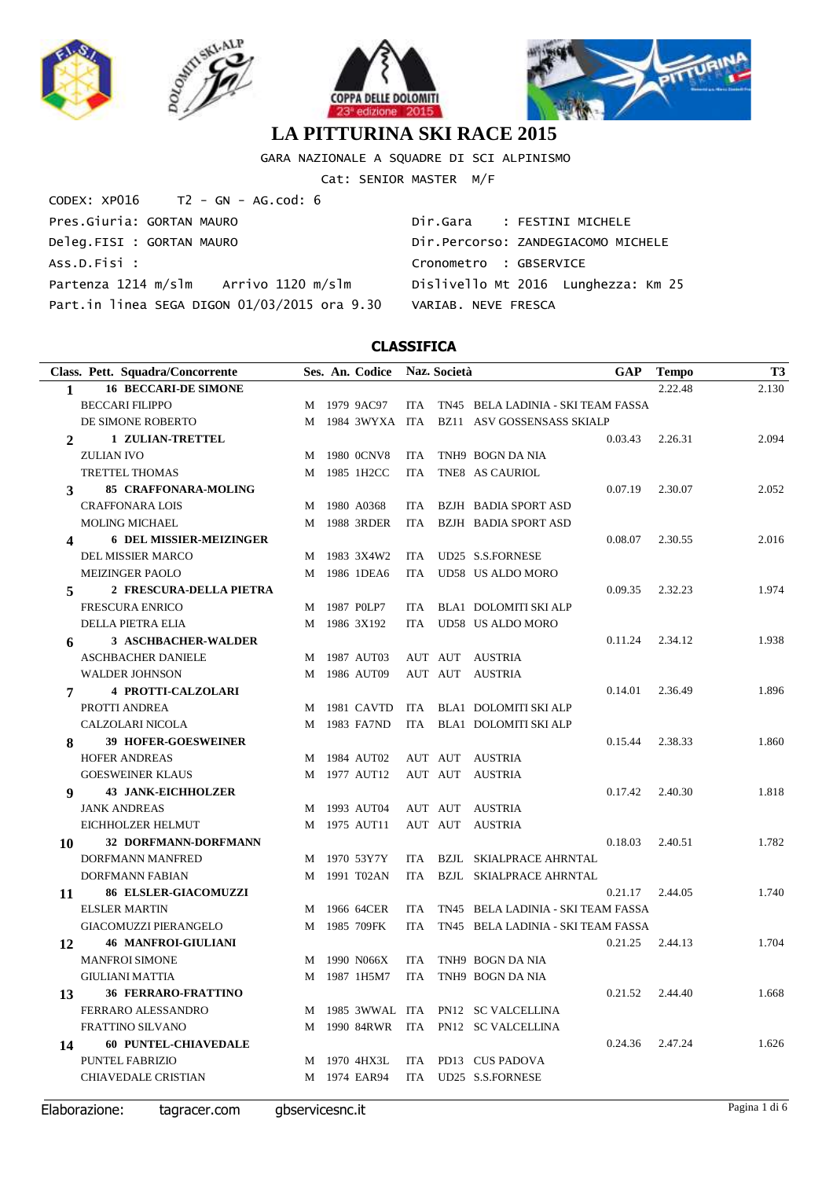# LA PITTURINA SKI RACE 2015

GARA NAZIONALE A SQUADRE DI SCI ALPINISMO

Cat: SENIOR MASTER M/F

CODEX: XP016 T2 - GN - AG.cod: 6

Pres.Giuria: GORTAN MAURO

Deleg.FISI : GORTAN MAURO

Ass.D.Fisi :

Partenza 1214 m/slm Arrivo 1120 m/slm

Part.in linea SEGA DIGON 01/03/2015 ora 9.30

Dir.Gara : FESTINI MICHELE

Dir.Percorso: ZANDEGIACOMO MICHELE

Cronometro : GBSERVICE

Dislivello Mt 2016 Lunghezza: Km 25

VARIAB. NEVE FRESCA

## CLASSIFICA

| Class. | Pett. Squadra/Concorrente | Ses. | An. | Codice | Naz. | Società | GAP | Tempo | T3 |
|---|---|---|---|---|---|---|---|---|---|
| 1 | 16 BECCARI-DE SIMONE | | | | | | | 2.22.48 | 2.130 |
| | BECCARI FILIPPO | M | 1979 | 9AC97 | ITA | TN45 BELA LADINIA - SKI TEAM FASSA | | | |
| | DE SIMONE ROBERTO | M | 1984 | 3WYXA | ITA | BZ11 ASV GOSSENSASS SKIALP | | | |
| 2 | 1 ZULIAN-TRETTEL | | | | | | 0.03.43 | 2.26.31 | 2.094 |
| | ZULIAN IVO | M | 1980 | 0CNV8 | ITA | TNH9 BOGN DA NIA | | | |
| | TRETTEL THOMAS | M | 1985 | 1H2CC | ITA | TNE8 AS CAURIOL | | | |
| 3 | 85 CRAFFONARA-MOLING | | | | | | 0.07.19 | 2.30.07 | 2.052 |
| | CRAFFONARA LOIS | M | 1980 | A0368 | ITA | BZJH BADIA SPORT ASD | | | |
| | MOLING MICHAEL | M | 1988 | 3RDER | ITA | BZJH BADIA SPORT ASD | | | |
| 4 | 6 DEL MISSIER-MEIZINGER | | | | | | 0.08.07 | 2.30.55 | 2.016 |
| | DEL MISSIER MARCO | M | 1983 | 3X4W2 | ITA | UD25 S.S.FORNESE | | | |
| | MEIZINGER PAOLO | M | 1986 | 1DEA6 | ITA | UD58 US ALDO MORO | | | |
| 5 | 2 FRESCURA-DELLA PIETRA | | | | | | 0.09.35 | 2.32.23 | 1.974 |
| | FRESCURA ENRICO | M | 1987 | P0LP7 | ITA | BLA1 DOLOMITI SKI ALP | | | |
| | DELLA PIETRA ELIA | M | 1986 | 3X192 | ITA | UD58 US ALDO MORO | | | |
| 6 | 3 ASCHBACHER-WALDER | | | | | | 0.11.24 | 2.34.12 | 1.938 |
| | ASCHBACHER DANIELE | M | 1987 | AUT03 | AUT | AUT AUSTRIA | | | |
| | WALDER JOHNSON | M | 1986 | AUT09 | AUT | AUT AUSTRIA | | | |
| 7 | 4 PROTTI-CALZOLARI | | | | | | 0.14.01 | 2.36.49 | 1.896 |
| | PROTTI ANDREA | M | 1981 | CAVTD | ITA | BLA1 DOLOMITI SKI ALP | | | |
| | CALZOLARI NICOLA | M | 1983 | FA7ND | ITA | BLA1 DOLOMITI SKI ALP | | | |
| 8 | 39 HOFER-GOESWEINER | | | | | | 0.15.44 | 2.38.33 | 1.860 |
| | HOFER ANDREAS | M | 1984 | AUT02 | AUT | AUT AUSTRIA | | | |
| | GOESWEINER KLAUS | M | 1977 | AUT12 | AUT | AUT AUSTRIA | | | |
| 9 | 43 JANK-EICHHOLZER | | | | | | 0.17.42 | 2.40.30 | 1.818 |
| | JANK ANDREAS | M | 1993 | AUT04 | AUT | AUT AUSTRIA | | | |
| | EICHHOLZER HELMUT | M | 1975 | AUT11 | AUT | AUT AUSTRIA | | | |
| 10 | 32 DORFMANN-DORFMANN | | | | | | 0.18.03 | 2.40.51 | 1.782 |
| | DORFMANN MANFRED | M | 1970 | 53Y7Y | ITA | BZJL SKIALPRACE AHRNTAL | | | |
| | DORFMANN FABIAN | M | 1991 | T02AN | ITA | BZJL SKIALPRACE AHRNTAL | | | |
| 11 | 86 ELSLER-GIACOMUZZI | | | | | | 0.21.17 | 2.44.05 | 1.740 |
| | ELSLER MARTIN | M | 1966 | 64CER | ITA | TN45 BELA LADINIA - SKI TEAM FASSA | | | |
| | GIACOMUZZI PIERANGELO | M | 1985 | 709FK | ITA | TN45 BELA LADINIA - SKI TEAM FASSA | | | |
| 12 | 46 MANFROI-GIULIANI | | | | | | 0.21.25 | 2.44.13 | 1.704 |
| | MANFROI SIMONE | M | 1990 | N066X | ITA | TNH9 BOGN DA NIA | | | |
| | GIULIANI MATTIA | M | 1987 | 1H5M7 | ITA | TNH9 BOGN DA NIA | | | |
| 13 | 36 FERRARO-FRATTINO | | | | | | 0.21.52 | 2.44.40 | 1.668 |
| | FERRARO ALESSANDRO | M | 1985 | 3WWAL | ITA | PN12 SC VALCELLINA | | | |
| | FRATTINO SILVANO | M | 1990 | 84RWR | ITA | PN12 SC VALCELLINA | | | |
| 14 | 60 PUNTEL-CHIAVEDALE | | | | | | 0.24.36 | 2.47.24 | 1.626 |
| | PUNTEL FABRIZIO | M | 1970 | 4HX3L | ITA | PD13 CUS PADOVA | | | |
| | CHIAVEDALE CRISTIAN | M | 1974 | EAR94 | ITA | UD25 S.S.FORNESE | | | |

Elaborazione: tagracer.com gbservicesnc.it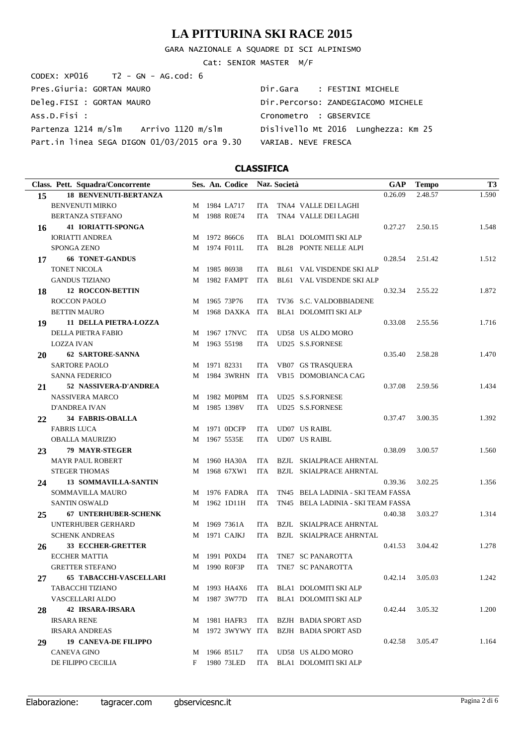# LA PITTURINA SKI RACE 2015

GARA NAZIONALE A SQUADRE DI SCI ALPINISMO

Cat: SENIOR MASTER M/F

CODEX: XP016 T2 - GN - AG.cod: 6

Pres.Giuria: GORTAN MAURO

Deleg.FISI : GORTAN MAURO

Ass.D.Fisi :

Partenza 1214 m/slm Arrivo 1120 m/slm

Part.in linea SEGA DIGON 01/03/2015 ora 9.30

Dir.Gara : FESTINI MICHELE

Dir.Percorso: ZANDEGIACOMO MICHELE

Cronometro : GBSERVICE

Dislivello Mt 2016 Lunghezza: Km 25

VARIAB. NEVE FRESCA

## CLASSIFICA

| Class. | Pett. Squadra/Concorrente | Ses. | An. | Codice | Naz. | Società | GAP | Tempo | T3 |
|---|---|---|---|---|---|---|---|---|---|
| **15** | **18 BENVENUTI-BERTANZA** | | | | | | 0.26.09 | 2.48.57 | 1.590 |
| | BENVENUTI MIRKO | M | 1984 | LA717 | ITA | TNA4 VALLE DEI LAGHI | | | |
| | BERTANZA STEFANO | M | 1988 | R0E74 | ITA | TNA4 VALLE DEI LAGHI | | | |
| **16** | **41 IORIATTI-SPONGA** | | | | | | 0.27.27 | 2.50.15 | 1.548 |
| | IORIATTI ANDREA | M | 1972 | 866C6 | ITA | BLA1 DOLOMITI SKI ALP | | | |
| | SPONGA ZENO | M | 1974 | F011L | ITA | BL28 PONTE NELLE ALPI | | | |
| **17** | **66 TONET-GANDUS** | | | | | | 0.28.54 | 2.51.42 | 1.512 |
| | TONET NICOLA | M | 1985 | 86938 | ITA | BL61 VAL VISDENDE SKI ALP | | | |
| | GANDUS TIZIANO | M | 1982 | FAMPT | ITA | BL61 VAL VISDENDE SKI ALP | | | |
| **18** | **12 ROCCON-BETTIN** | | | | | | 0.32.34 | 2.55.22 | 1.872 |
| | ROCCON PAOLO | M | 1965 | 73P76 | ITA | TV36 S.C. VALDOBBIADENE | | | |
| | BETTIN MAURO | M | 1968 | DAXKA | ITA | BLA1 DOLOMITI SKI ALP | | | |
| **19** | **11 DELLA PIETRA-LOZZA** | | | | | | 0.33.08 | 2.55.56 | 1.716 |
| | DELLA PIETRA FABIO | M | 1967 | 17NVC | ITA | UD58 US ALDO MORO | | | |
| | LOZZA IVAN | M | 1963 | 55198 | ITA | UD25 S.S.FORNESE | | | |
| **20** | **62 SARTORE-SANNA** | | | | | | 0.35.40 | 2.58.28 | 1.470 |
| | SARTORE PAOLO | M | 1971 | 82331 | ITA | VB07 GS TRASQUERA | | | |
| | SANNA FEDERICO | M | 1984 | 3WRHN | ITA | VB15 DOMOBIANCA CAG | | | |
| **21** | **52 NASSIVERA-D'ANDREA** | | | | | | 0.37.08 | 2.59.56 | 1.434 |
| | NASSIVERA MARCO | M | 1982 | M0P8M | ITA | UD25 S.S.FORNESE | | | |
| | D'ANDREA IVAN | M | 1985 | 1398V | ITA | UD25 S.S.FORNESE | | | |
| **22** | **34 FABRIS-OBALLA** | | | | | | 0.37.47 | 3.00.35 | 1.392 |
| | FABRIS LUCA | M | 1971 | 0DCFP | ITA | UD07 US RAIBL | | | |
| | OBALLA MAURIZIO | M | 1967 | 5535E | ITA | UD07 US RAIBL | | | |
| **23** | **79 MAYR-STEGER** | | | | | | 0.38.09 | 3.00.57 | 1.560 |
| | MAYR PAUL ROBERT | M | 1960 | HA30A | ITA | BZJL SKIALPRACE AHRNTAL | | | |
| | STEGER THOMAS | M | 1968 | 67XW1 | ITA | BZJL SKIALPRACE AHRNTAL | | | |
| **24** | **13 SOMMAVILLA-SANTIN** | | | | | | 0.39.36 | 3.02.25 | 1.356 |
| | SOMMAVILLA MAURO | M | 1976 | FADRA | ITA | TN45 BELA LADINIA - SKI TEAM FASSA | | | |
| | SANTIN OSWALD | M | 1962 | 1D11H | ITA | TN45 BELA LADINIA - SKI TEAM FASSA | | | |
| **25** | **67 UNTERHUBER-SCHENK** | | | | | | 0.40.38 | 3.03.27 | 1.314 |
| | UNTERHUBER GERHARD | M | 1969 | 7361A | ITA | BZJL SKIALPRACE AHRNTAL | | | |
| | SCHENK ANDREAS | M | 1971 | CAJKJ | ITA | BZJL SKIALPRACE AHRNTAL | | | |
| **26** | **33 ECCHER-GRETTER** | | | | | | 0.41.53 | 3.04.42 | 1.278 |
| | ECCHER MATTIA | M | 1991 | P0XD4 | ITA | TNE7 SC PANAROTTA | | | |
| | GRETTER STEFANO | M | 1990 | R0F3P | ITA | TNE7 SC PANAROTTA | | | |
| **27** | **65 TABACCHI-VASCELLARI** | | | | | | 0.42.14 | 3.05.03 | 1.242 |
| | TABACCHI TIZIANO | M | 1993 | HA4X6 | ITA | BLA1 DOLOMITI SKI ALP | | | |
| | VASCELLARI ALDO | M | 1987 | 3W77D | ITA | BLA1 DOLOMITI SKI ALP | | | |
| **28** | **42 IRSARA-IRSARA** | | | | | | 0.42.44 | 3.05.32 | 1.200 |
| | IRSARA RENE | M | 1981 | HAFR3 | ITA | BZJH BADIA SPORT ASD | | | |
| | IRSARA ANDREAS | M | 1972 | 3WYWY | ITA | BZJH BADIA SPORT ASD | | | |
| **29** | **19 CANEVA-DE FILIPPO** | | | | | | 0.42.58 | 3.05.47 | 1.164 |
| | CANEVA GINO | M | 1966 | 851L7 | ITA | UD58 US ALDO MORO | | | |
| | DE FILIPPO CECILIA | F | 1980 | 73LED | ITA | BLA1 DOLOMITI SKI ALP | | | |

Elaborazione: tagracer.com gbservicesnc.it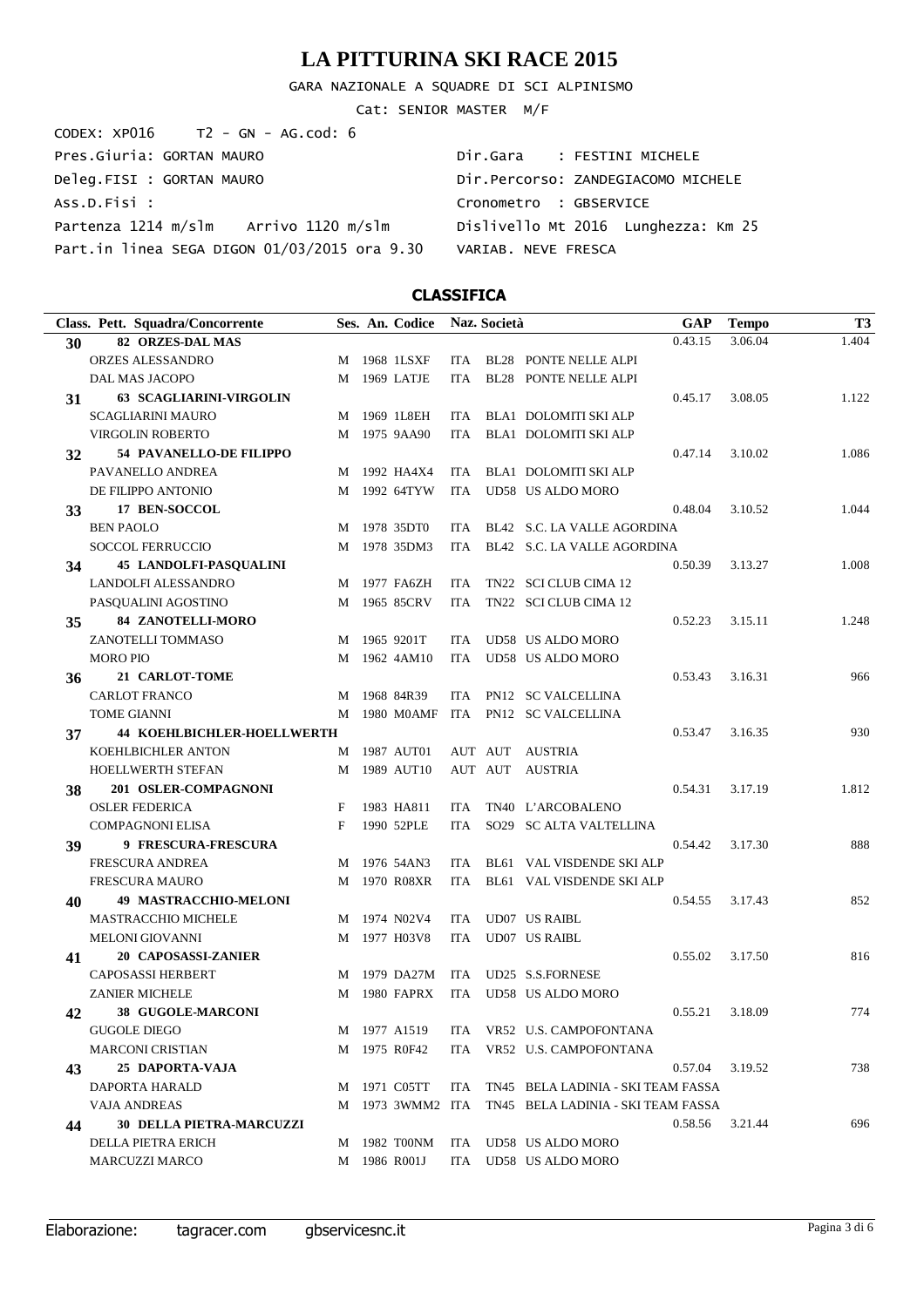# LA PITTURINA SKI RACE 2015

GARA NAZIONALE A SQUADRE DI SCI ALPINISMO

Cat: SENIOR MASTER M/F

CODEX: XP016 T2 - GN - AG.cod: 6

Pres.Giuria: GORTAN MAURO

Deleg.FISI : GORTAN MAURO

Ass.D.Fisi :

Partenza 1214 m/slm Arrivo 1120 m/slm

Part.in linea SEGA DIGON 01/03/2015 ora 9.30

Dir.Gara : FESTINI MICHELE

Dir.Percorso: ZANDEGIACOMO MICHELE

Cronometro : GBSERVICE

Dislivello Mt 2016 Lunghezza: Km 25

VARIAB. NEVE FRESCA

## CLASSIFICA

| Class. | Pett. Squadra/Concorrente | Ses. | An. | Codice | Naz. | Società | | GAP | Tempo | T3 |
|---|---|---|---|---|---|---|---|---|---|---|
| 30 | **82 ORZES-DAL MAS** | | | | | | | 0.43.15 | 3.06.04 | 1.404 |
| | ORZES ALESSANDRO | M | 1968 | 1LSXF | ITA | BL28 | PONTE NELLE ALPI | | | |
| | DAL MAS JACOPO | M | 1969 | LATJE | ITA | BL28 | PONTE NELLE ALPI | | | |
| 31 | **63 SCAGLIARINI-VIRGOLIN** | | | | | | | 0.45.17 | 3.08.05 | 1.122 |
| | SCAGLIARINI MAURO | M | 1969 | 1L8EH | ITA | BLA1 | DOLOMITI SKI ALP | | | |
| | VIRGOLIN ROBERTO | M | 1975 | 9AA90 | ITA | BLA1 | DOLOMITI SKI ALP | | | |
| 32 | **54 PAVANELLO-DE FILIPPO** | | | | | | | 0.47.14 | 3.10.02 | 1.086 |
| | PAVANELLO ANDREA | M | 1992 | HA4X4 | ITA | BLA1 | DOLOMITI SKI ALP | | | |
| | DE FILIPPO ANTONIO | M | 1992 | 64TYW | ITA | UD58 | US ALDO MORO | | | |
| 33 | **17 BEN-SOCCOL** | | | | | | | 0.48.04 | 3.10.52 | 1.044 |
| | BEN PAOLO | M | 1978 | 35DT0 | ITA | BL42 | S.C. LA VALLE AGORDINA | | | |
| | SOCCOL FERRUCCIO | M | 1978 | 35DM3 | ITA | BL42 | S.C. LA VALLE AGORDINA | | | |
| 34 | **45 LANDOLFI-PASQUALINI** | | | | | | | 0.50.39 | 3.13.27 | 1.008 |
| | LANDOLFI ALESSANDRO | M | 1977 | FA6ZH | ITA | TN22 | SCI CLUB CIMA 12 | | | |
| | PASQUALINI AGOSTINO | M | 1965 | 85CRV | ITA | TN22 | SCI CLUB CIMA 12 | | | |
| 35 | **84 ZANOTELLI-MORO** | | | | | | | 0.52.23 | 3.15.11 | 1.248 |
| | ZANOTELLI TOMMASO | M | 1965 | 9201T | ITA | UD58 | US ALDO MORO | | | |
| | MORO PIO | M | 1962 | 4AM10 | ITA | UD58 | US ALDO MORO | | | |
| 36 | **21 CARLOT-TOME** | | | | | | | 0.53.43 | 3.16.31 | 966 |
| | CARLOT FRANCO | M | 1968 | 84R39 | ITA | PN12 | SC VALCELLINA | | | |
| | TOME GIANNI | M | 1980 | M0AMF | ITA | PN12 | SC VALCELLINA | | | |
| 37 | **44 KOEHLBICHLER-HOELLWERTH** | | | | | | | 0.53.47 | 3.16.35 | 930 |
| | KOEHLBICHLER ANTON | M | 1987 | AUT01 | AUT | AUT | AUSTRIA | | | |
| | HOELLWERTH STEFAN | M | 1989 | AUT10 | AUT | AUT | AUSTRIA | | | |
| 38 | **201 OSLER-COMPAGNONI** | | | | | | | 0.54.31 | 3.17.19 | 1.812 |
| | OSLER FEDERICA | F | 1983 | HA811 | ITA | TN40 | L'ARCOBALENO | | | |
| | COMPAGNONI ELISA | F | 1990 | 52PLE | ITA | SO29 | SC ALTA VALTELLINA | | | |
| 39 | **9 FRESCURA-FRESCURA** | | | | | | | 0.54.42 | 3.17.30 | 888 |
| | FRESCURA ANDREA | M | 1976 | 54AN3 | ITA | BL61 | VAL VISDENDE SKI ALP | | | |
| | FRESCURA MAURO | M | 1970 | R08XR | ITA | BL61 | VAL VISDENDE SKI ALP | | | |
| 40 | **49 MASTRACCHIO-MELONI** | | | | | | | 0.54.55 | 3.17.43 | 852 |
| | MASTRACCHIO MICHELE | M | 1974 | N02V4 | ITA | UD07 | US RAIBL | | | |
| | MELONI GIOVANNI | M | 1977 | H03V8 | ITA | UD07 | US RAIBL | | | |
| 41 | **20 CAPOSASSI-ZANIER** | | | | | | | 0.55.02 | 3.17.50 | 816 |
| | CAPOSASSI HERBERT | M | 1979 | DA27M | ITA | UD25 | S.S.FORNESE | | | |
| | ZANIER MICHELE | M | 1980 | FAPRX | ITA | UD58 | US ALDO MORO | | | |
| 42 | **38 GUGOLE-MARCONI** | | | | | | | 0.55.21 | 3.18.09 | 774 |
| | GUGOLE DIEGO | M | 1977 | A1519 | ITA | VR52 | U.S. CAMPOFONTANA | | | |
| | MARCONI CRISTIAN | M | 1975 | R0F42 | ITA | VR52 | U.S. CAMPOFONTANA | | | |
| 43 | **25 DAPORTA-VAJA** | | | | | | | 0.57.04 | 3.19.52 | 738 |
| | DAPORTA HARALD | M | 1971 | C05TT | ITA | TN45 | BELA LADINIA - SKI TEAM FASSA | | | |
| | VAJA ANDREAS | M | 1973 | 3WMM2 | ITA | TN45 | BELA LADINIA - SKI TEAM FASSA | | | |
| 44 | **30 DELLA PIETRA-MARCUZZI** | | | | | | | 0.58.56 | 3.21.44 | 696 |
| | DELLA PIETRA ERICH | M | 1982 | T00NM | ITA | UD58 | US ALDO MORO | | | |
| | MARCUZZI MARCO | M | 1986 | R001J | ITA | UD58 | US ALDO MORO | | | |

Elaborazione: tagracer.com gbservicesnc.it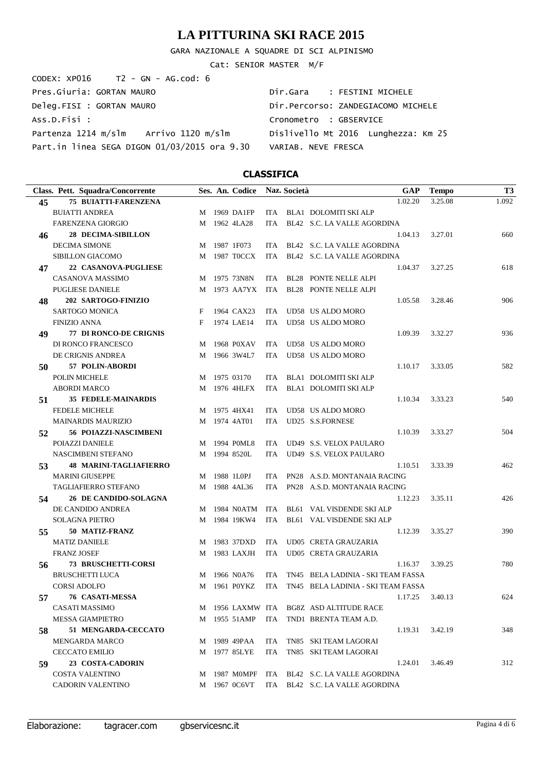# LA PITTURINA SKI RACE 2015

GARA NAZIONALE A SQUADRE DI SCI ALPINISMO

Cat: SENIOR MASTER M/F

CODEX: XP016 T2 - GN - AG.cod: 6

Pres.Giuria: GORTAN MAURO

Deleg.FISI : GORTAN MAURO

Ass.D.Fisi :

Partenza 1214 m/slm Arrivo 1120 m/slm

Part.in linea SEGA DIGON 01/03/2015 ora 9.30

Dir.Gara : FESTINI MICHELE

Dir.Percorso: ZANDEGIACOMO MICHELE

Cronometro : GBSERVICE

Dislivello Mt 2016 Lunghezza: Km 25

VARIAB. NEVE FRESCA

## CLASSIFICA

| Class. | Pett. Squadra/Concorrente | Ses. | An. | Codice | Naz. | Società | GAP | Tempo | T3 |
|---|---|---|---|---|---|---|---|---|---|
| **45** | **75 BUIATTI-FARENZENA** | | | | | | 1.02.20 | 3.25.08 | 1.092 |
| | BUIATTI ANDREA | M | 1969 | DA1FP | ITA | BLA1 DOLOMITI SKI ALP | | | |
| | FARENZENA GIORGIO | M | 1962 | 4LA28 | ITA | BL42 S.C. LA VALLE AGORDINA | | | |
| **46** | **28 DECIMA-SIBILLON** | | | | | | 1.04.13 | 3.27.01 | 660 |
| | DECIMA SIMONE | M | 1987 | 1F073 | ITA | BL42 S.C. LA VALLE AGORDINA | | | |
| | SIBILLON GIACOMO | M | 1987 | T0CCX | ITA | BL42 S.C. LA VALLE AGORDINA | | | |
| **47** | **22 CASANOVA-PUGLIESE** | | | | | | 1.04.37 | 3.27.25 | 618 |
| | CASANOVA MASSIMO | M | 1975 | 73N8N | ITA | BL28 PONTE NELLE ALPI | | | |
| | PUGLIESE DANIELE | M | 1973 | AA7YX | ITA | BL28 PONTE NELLE ALPI | | | |
| **48** | **202 SARTOGO-FINIZIO** | | | | | | 1.05.58 | 3.28.46 | 906 |
| | SARTOGO MONICA | F | 1964 | CAX23 | ITA | UD58 US ALDO MORO | | | |
| | FINIZIO ANNA | F | 1974 | LAE14 | ITA | UD58 US ALDO MORO | | | |
| **49** | **77 DI RONCO-DE CRIGNIS** | | | | | | 1.09.39 | 3.32.27 | 936 |
| | DI RONCO FRANCESCO | M | 1968 | P0XAV | ITA | UD58 US ALDO MORO | | | |
| | DE CRIGNIS ANDREA | M | 1966 | 3W4L7 | ITA | UD58 US ALDO MORO | | | |
| **50** | **57 POLIN-ABORDI** | | | | | | 1.10.17 | 3.33.05 | 582 |
| | POLIN MICHELE | M | 1975 | 03170 | ITA | BLA1 DOLOMITI SKI ALP | | | |
| | ABORDI MARCO | M | 1976 | 4HLFX | ITA | BLA1 DOLOMITI SKI ALP | | | |
| **51** | **35 FEDELE-MAINARDIS** | | | | | | 1.10.34 | 3.33.23 | 540 |
| | FEDELE MICHELE | M | 1975 | 4HX41 | ITA | UD58 US ALDO MORO | | | |
| | MAINARDIS MAURIZIO | M | 1974 | 4AT01 | ITA | UD25 S.S.FORNESE | | | |
| **52** | **56 POIAZZI-NASCIMBENI** | | | | | | 1.10.39 | 3.33.27 | 504 |
| | POIAZZI DANIELE | M | 1994 | P0ML8 | ITA | UD49 S.S. VELOX PAULARO | | | |
| | NASCIMBENI STEFANO | M | 1994 | 8520L | ITA | UD49 S.S. VELOX PAULARO | | | |
| **53** | **48 MARINI-TAGLIAFIERRO** | | | | | | 1.10.51 | 3.33.39 | 462 |
| | MARINI GIUSEPPE | M | 1988 | 1L0PJ | ITA | PN28 A.S.D. MONTANAIA RACING | | | |
| | TAGLIAFIERRO STEFANO | M | 1988 | 4AL36 | ITA | PN28 A.S.D. MONTANAIA RACING | | | |
| **54** | **26 DE CANDIDO-SOLAGNA** | | | | | | 1.12.23 | 3.35.11 | 426 |
| | DE CANDIDO ANDREA | M | 1984 | N0ATM | ITA | BL61 VAL VISDENDE SKI ALP | | | |
| | SOLAGNA PIETRO | M | 1984 | 19KW4 | ITA | BL61 VAL VISDENDE SKI ALP | | | |
| **55** | **50 MATIZ-FRANZ** | | | | | | 1.12.39 | 3.35.27 | 390 |
| | MATIZ DANIELE | M | 1983 | 37DXD | ITA | UD05 CRETA GRAUZARIA | | | |
| | FRANZ JOSEF | M | 1983 | LAXJH | ITA | UD05 CRETA GRAUZARIA | | | |
| **56** | **73 BRUSCHETTI-CORSI** | | | | | | 1.16.37 | 3.39.25 | 780 |
| | BRUSCHETTI LUCA | M | 1966 | N0A76 | ITA | TN45 BELA LADINIA - SKI TEAM FASSA | | | |
| | CORSI ADOLFO | M | 1961 | P0YKZ | ITA | TN45 BELA LADINIA - SKI TEAM FASSA | | | |
| **57** | **76 CASATI-MESSA** | | | | | | 1.17.25 | 3.40.13 | 624 |
| | CASATI MASSIMO | M | 1956 | LAXMW | ITA | BG8Z ASD ALTITUDE RACE | | | |
| | MESSA GIAMPIETRO | M | 1955 | 51AMP | ITA | TND1 BRENTA TEAM A.D. | | | |
| **58** | **51 MENGARDA-CECCATO** | | | | | | 1.19.31 | 3.42.19 | 348 |
| | MENGARDA MARCO | M | 1989 | 49PAA | ITA | TN85 SKI TEAM LAGORAI | | | |
| | CECCATO EMILIO | M | 1977 | 85LYE | ITA | TN85 SKI TEAM LAGORAI | | | |
| **59** | **23 COSTA-CADORIN** | | | | | | 1.24.01 | 3.46.49 | 312 |
| | COSTA VALENTINO | M | 1987 | M0MPF | ITA | BL42 S.C. LA VALLE AGORDINA | | | |
| | CADORIN VALENTINO | M | 1967 | 0C6VT | ITA | BL42 S.C. LA VALLE AGORDINA | | | |

Elaborazione: tagracer.com gbservicesnc.it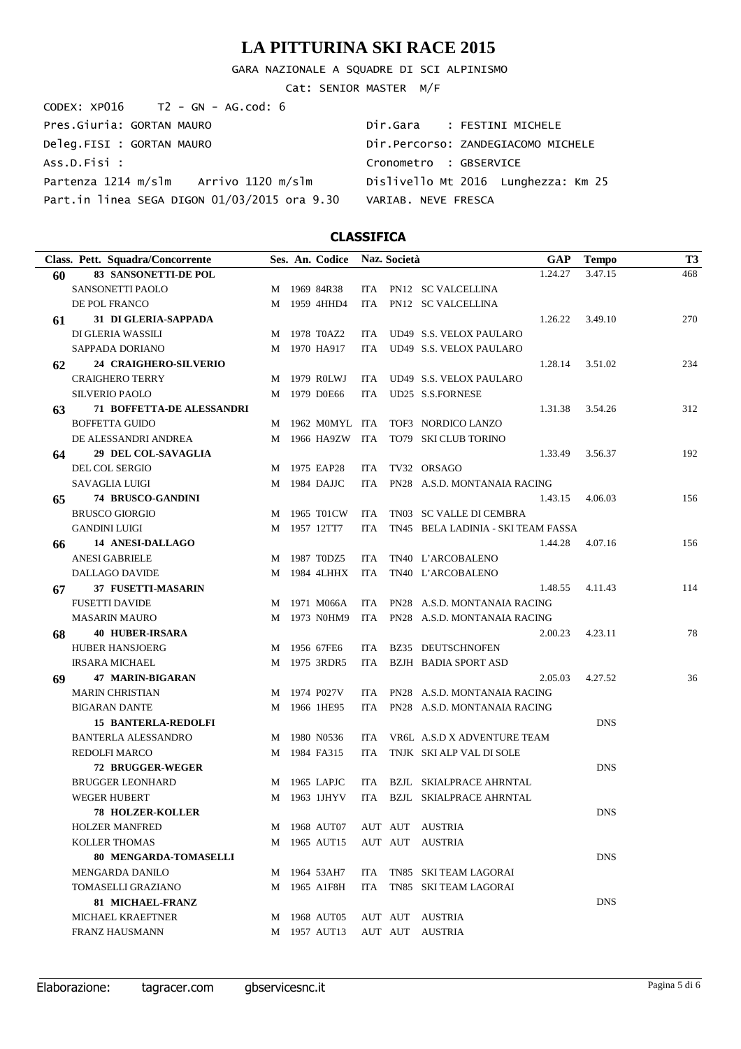# LA PITTURINA SKI RACE 2015

GARA NAZIONALE A SQUADRE DI SCI ALPINISMO

Cat: SENIOR MASTER M/F

CODEX: XP016 T2 - GN - AG.cod: 6

Pres.Giuria: GORTAN MAURO

Deleg.FISI : GORTAN MAURO

Ass.D.Fisi :

Partenza 1214 m/slm Arrivo 1120 m/slm

Part.in linea SEGA DIGON 01/03/2015 ora 9.30

Dir.Gara : FESTINI MICHELE

Dir.Percorso: ZANDEGIACOMO MICHELE

Cronometro : GBSERVICE

Dislivello Mt 2016 Lunghezza: Km 25

VARIAB. NEVE FRESCA

## CLASSIFICA

| Class. | Pett. Squadra/Concorrente | Ses. | An. | Codice | Naz. | Società | GAP | Tempo | T3 |
|---|---|---|---|---|---|---|---|---|---|
| 60 | **83 SANSONETTI-DE POL** | | | | | | 1.24.27 | 3.47.15 | 468 |
| | SANSONETTI PAOLO | M | 1969 | 84R38 | ITA | PN12 SC VALCELLINA | | | |
| | DE POL FRANCO | M | 1959 | 4HHD4 | ITA | PN12 SC VALCELLINA | | | |
| 61 | **31 DI GLERIA-SAPPADA** | | | | | | 1.26.22 | 3.49.10 | 270 |
| | DI GLERIA WASSILI | M | 1978 | T0AZ2 | ITA | UD49 S.S. VELOX PAULARO | | | |
| | SAPPADA DORIANO | M | 1970 | HA917 | ITA | UD49 S.S. VELOX PAULARO | | | |
| 62 | **24 CRAIGHERO-SILVERIO** | | | | | | 1.28.14 | 3.51.02 | 234 |
| | CRAIGHERO TERRY | M | 1979 | R0LWJ | ITA | UD49 S.S. VELOX PAULARO | | | |
| | SILVERIO PAOLO | M | 1979 | D0E66 | ITA | UD25 S.S.FORNESE | | | |
| 63 | **71 BOFFETTA-DE ALESSANDRI** | | | | | | 1.31.38 | 3.54.26 | 312 |
| | BOFFETTA GUIDO | M | 1962 | M0MYL | ITA | TOF3 NORDICO LANZO | | | |
| | DE ALESSANDRI ANDREA | M | 1966 | HA9ZW | ITA | TO79 SKI CLUB TORINO | | | |
| 64 | **29 DEL COL-SAVAGLIA** | | | | | | 1.33.49 | 3.56.37 | 192 |
| | DEL COL SERGIO | M | 1975 | EAP28 | ITA | TV32 ORSAGO | | | |
| | SAVAGLIA LUIGI | M | 1984 | DAJJC | ITA | PN28 A.S.D. MONTANAIA RACING | | | |
| 65 | **74 BRUSCO-GANDINI** | | | | | | 1.43.15 | 4.06.03 | 156 |
| | BRUSCO GIORGIO | M | 1965 | T01CW | ITA | TN03 SC VALLE DI CEMBRA | | | |
| | GANDINI LUIGI | M | 1957 | 12TT7 | ITA | TN45 BELA LADINIA - SKI TEAM FASSA | | | |
| 66 | **14 ANESI-DALLAGO** | | | | | | 1.44.28 | 4.07.16 | 156 |
| | ANESI GABRIELE | M | 1987 | T0DZ5 | ITA | TN40 L'ARCOBALENO | | | |
| | DALLAGO DAVIDE | M | 1984 | 4LHHX | ITA | TN40 L'ARCOBALENO | | | |
| 67 | **37 FUSETTI-MASARIN** | | | | | | 1.48.55 | 4.11.43 | 114 |
| | FUSETTI DAVIDE | M | 1971 | M066A | ITA | PN28 A.S.D. MONTANAIA RACING | | | |
| | MASARIN MAURO | M | 1973 | N0HM9 | ITA | PN28 A.S.D. MONTANAIA RACING | | | |
| 68 | **40 HUBER-IRSARA** | | | | | | 2.00.23 | 4.23.11 | 78 |
| | HUBER HANSJOERG | M | 1956 | 67FE6 | ITA | BZ35 DEUTSCHNOFEN | | | |
| | IRSARA MICHAEL | M | 1975 | 3RDR5 | ITA | BZJH BADIA SPORT ASD | | | |
| 69 | **47 MARIN-BIGARAN** | | | | | | 2.05.03 | 4.27.52 | 36 |
| | MARIN CHRISTIAN | M | 1974 | P027V | ITA | PN28 A.S.D. MONTANAIA RACING | | | |
| | BIGARAN DANTE | M | 1966 | 1HE95 | ITA | PN28 A.S.D. MONTANAIA RACING | | | |
| | **15 BANTERLA-REDOLFI** | | | | | | | DNS | |
| | BANTERLA ALESSANDRO | M | 1980 | N0536 | ITA | VR6L A.S.D X ADVENTURE TEAM | | | |
| | REDOLFI MARCO | M | 1984 | FA315 | ITA | TNJK SKI ALP VAL DI SOLE | | | |
| | **72 BRUGGER-WEGER** | | | | | | | DNS | |
| | BRUGGER LEONHARD | M | 1965 | LAPJC | ITA | BZJL SKIALPRACE AHRNTAL | | | |
| | WEGER HUBERT | M | 1963 | 1JHYV | ITA | BZJL SKIALPRACE AHRNTAL | | | |
| | **78 HOLZER-KOLLER** | | | | | | | DNS | |
| | HOLZER MANFRED | M | 1968 | AUT07 | AUT | AUT AUSTRIA | | | |
| | KOLLER THOMAS | M | 1965 | AUT15 | AUT | AUT AUSTRIA | | | |
| | **80 MENGARDA-TOMASELLI** | | | | | | | DNS | |
| | MENGARDA DANILO | M | 1964 | 53AH7 | ITA | TN85 SKI TEAM LAGORAI | | | |
| | TOMASELLI GRAZIANO | M | 1965 | A1F8H | ITA | TN85 SKI TEAM LAGORAI | | | |
| | **81 MICHAEL-FRANZ** | | | | | | | DNS | |
| | MICHAEL KRAEFTNER | M | 1968 | AUT05 | AUT | AUT AUSTRIA | | | |
| | FRANZ HAUSMANN | M | 1957 | AUT13 | AUT | AUT AUSTRIA | | | |

Elaborazione: tagracer.com gbservicesnc.it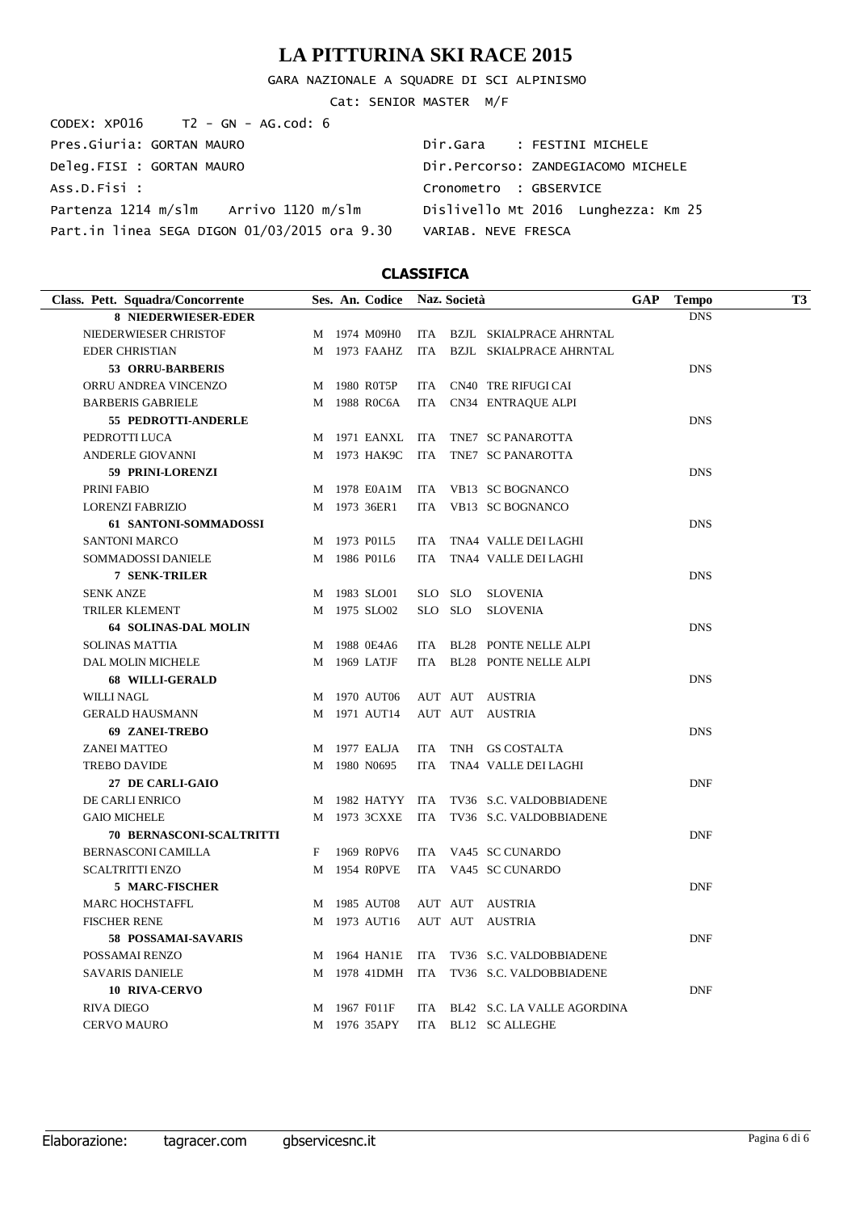# LA PITTURINA SKI RACE 2015

GARA NAZIONALE A SQUADRE DI SCI ALPINISMO

Cat: SENIOR MASTER M/F

CODEX: XP016 T2 - GN - AG.cod: 6

Pres.Giuria: GORTAN MAURO

Deleg.FISI : GORTAN MAURO

Ass.D.Fisi :

Partenza 1214 m/slm Arrivo 1120 m/slm

Part.in linea SEGA DIGON 01/03/2015 ora 9.30

Dir.Gara : FESTINI MICHELE

Dir.Percorso: ZANDEGIACOMO MICHELE

Cronometro : GBSERVICE

Dislivello Mt 2016 Lunghezza: Km 25

VARIAB. NEVE FRESCA

## CLASSIFICA

| Class. Pett. Squadra/Concorrente | Ses. | An. | Codice | Naz. | Società | | GAP | Tempo | T3 |
|---|---|---|---|---|---|---|---|---|---|
| **8 NIEDERWIESER-EDER** | | | | | | | | DNS | |
| NIEDERWIESER CHRISTOF | M | 1974 | M09H0 | ITA | BZJL | SKIALPRACE AHRNTAL | | | |
| EDER CHRISTIAN | M | 1973 | FAAHZ | ITA | BZJL | SKIALPRACE AHRNTAL | | | |
| **53 ORRU-BARBERIS** | | | | | | | | DNS | |
| ORRU ANDREA VINCENZO | M | 1980 | R0T5P | ITA | CN40 | TRE RIFUGI CAI | | | |
| BARBERIS GABRIELE | M | 1988 | R0C6A | ITA | CN34 | ENTRAQUE ALPI | | | |
| **55 PEDROTTI-ANDERLE** | | | | | | | | DNS | |
| PEDROTTI LUCA | M | 1971 | EANXL | ITA | TNE7 | SC PANAROTTA | | | |
| ANDERLE GIOVANNI | M | 1973 | HAK9C | ITA | TNE7 | SC PANAROTTA | | | |
| **59 PRINI-LORENZI** | | | | | | | | DNS | |
| PRINI FABIO | M | 1978 | E0A1M | ITA | VB13 | SC BOGNANCO | | | |
| LORENZI FABRIZIO | M | 1973 | 36ER1 | ITA | VB13 | SC BOGNANCO | | | |
| **61 SANTONI-SOMMADOSSI** | | | | | | | | DNS | |
| SANTONI MARCO | M | 1973 | P01L5 | ITA | TNA4 | VALLE DEI LAGHI | | | |
| SOMMADOSSI DANIELE | M | 1986 | P01L6 | ITA | TNA4 | VALLE DEI LAGHI | | | |
| **7 SENK-TRILER** | | | | | | | | DNS | |
| SENK ANZE | M | 1983 | SLO01 | SLO | SLO | SLOVENIA | | | |
| TRILER KLEMENT | M | 1975 | SLO02 | SLO | SLO | SLOVENIA | | | |
| **64 SOLINAS-DAL MOLIN** | | | | | | | | DNS | |
| SOLINAS MATTIA | M | 1988 | 0E4A6 | ITA | BL28 | PONTE NELLE ALPI | | | |
| DAL MOLIN MICHELE | M | 1969 | LATJF | ITA | BL28 | PONTE NELLE ALPI | | | |
| **68 WILLI-GERALD** | | | | | | | | DNS | |
| WILLI NAGL | M | 1970 | AUT06 | AUT | AUT | AUSTRIA | | | |
| GERALD HAUSMANN | M | 1971 | AUT14 | AUT | AUT | AUSTRIA | | | |
| **69 ZANEI-TREBO** | | | | | | | | DNS | |
| ZANEI MATTEO | M | 1977 | EALJA | ITA | TNH | GS COSTALTA | | | |
| TREBO DAVIDE | M | 1980 | N0695 | ITA | TNA4 | VALLE DEI LAGHI | | | |
| **27 DE CARLI-GAIO** | | | | | | | | DNF | |
| DE CARLI ENRICO | M | 1982 | HATYY | ITA | TV36 | S.C. VALDOBBIADENE | | | |
| GAIO MICHELE | M | 1973 | 3CXXE | ITA | TV36 | S.C. VALDOBBIADENE | | | |
| **70 BERNASCONI-SCALTRITTI** | | | | | | | | DNF | |
| BERNASCONI CAMILLA | F | 1969 | R0PV6 | ITA | VA45 | SC CUNARDO | | | |
| SCALTRITTI ENZO | M | 1954 | R0PVE | ITA | VA45 | SC CUNARDO | | | |
| **5 MARC-FISCHER** | | | | | | | | DNF | |
| MARC HOCHSTAFFL | M | 1985 | AUT08 | AUT | AUT | AUSTRIA | | | |
| FISCHER RENE | M | 1973 | AUT16 | AUT | AUT | AUSTRIA | | | |
| **58 POSSAMAI-SAVARIS** | | | | | | | | DNF | |
| POSSAMAI RENZO | M | 1964 | HAN1E | ITA | TV36 | S.C. VALDOBBIADENE | | | |
| SAVARIS DANIELE | M | 1978 | 41DMH | ITA | TV36 | S.C. VALDOBBIADENE | | | |
| **10 RIVA-CERVO** | | | | | | | | DNF | |
| RIVA DIEGO | M | 1967 | F011F | ITA | BL42 | S.C. LA VALLE AGORDINA | | | |
| CERVO MAURO | M | 1976 | 35APY | ITA | BL12 | SC ALLEGHE | | | |

Elaborazione: tagracer.com gbservicesnc.it